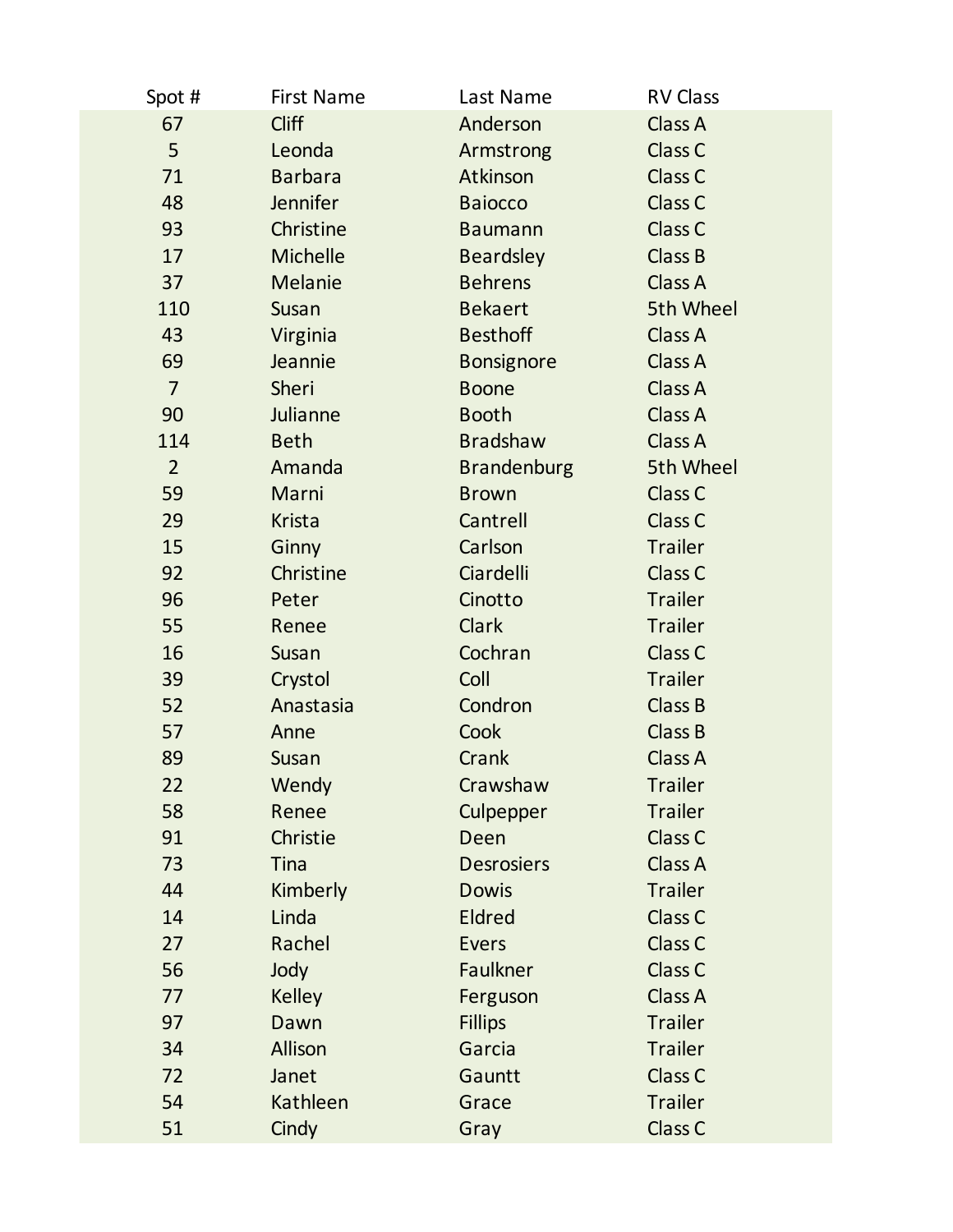| Spot # | First Name | Last Name | RV Class |
|---|---|---|---|
| 67 | Cliff | Anderson | Class A |
| 5 | Leonda | Armstrong | Class C |
| 71 | Barbara | Atkinson | Class C |
| 48 | Jennifer | Baiocco | Class C |
| 93 | Christine | Baumann | Class C |
| 17 | Michelle | Beardsley | Class B |
| 37 | Melanie | Behrens | Class A |
| 110 | Susan | Bekaert | 5th Wheel |
| 43 | Virginia | Besthoff | Class A |
| 69 | Jeannie | Bonsignore | Class A |
| 7 | Sheri | Boone | Class A |
| 90 | Julianne | Booth | Class A |
| 114 | Beth | Bradshaw | Class A |
| 2 | Amanda | Brandenburg | 5th Wheel |
| 59 | Marni | Brown | Class C |
| 29 | Krista | Cantrell | Class C |
| 15 | Ginny | Carlson | Trailer |
| 92 | Christine | Ciardelli | Class C |
| 96 | Peter | Cinotto | Trailer |
| 55 | Renee | Clark | Trailer |
| 16 | Susan | Cochran | Class C |
| 39 | Crystol | Coll | Trailer |
| 52 | Anastasia | Condron | Class B |
| 57 | Anne | Cook | Class B |
| 89 | Susan | Crank | Class A |
| 22 | Wendy | Crawshaw | Trailer |
| 58 | Renee | Culpepper | Trailer |
| 91 | Christie | Deen | Class C |
| 73 | Tina | Desrosiers | Class A |
| 44 | Kimberly | Dowis | Trailer |
| 14 | Linda | Eldred | Class C |
| 27 | Rachel | Evers | Class C |
| 56 | Jody | Faulkner | Class C |
| 77 | Kelley | Ferguson | Class A |
| 97 | Dawn | Fillips | Trailer |
| 34 | Allison | Garcia | Trailer |
| 72 | Janet | Gauntt | Class C |
| 54 | Kathleen | Grace | Trailer |
| 51 | Cindy | Gray | Class C |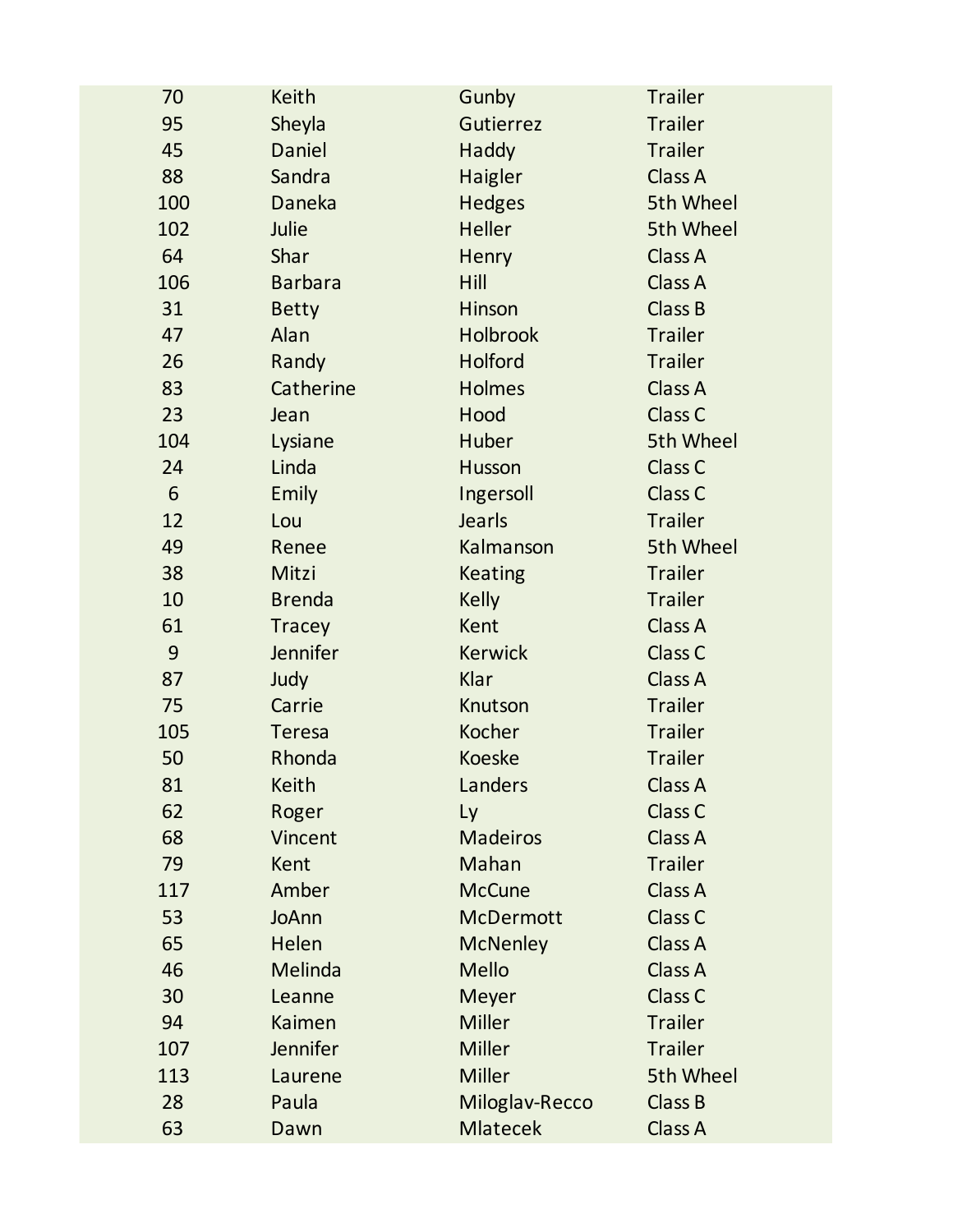| | | | |
|---|---|---|---|
| 70 | Keith | Gunby | Trailer |
| 95 | Sheyla | Gutierrez | Trailer |
| 45 | Daniel | Haddy | Trailer |
| 88 | Sandra | Haigler | Class A |
| 100 | Daneka | Hedges | 5th Wheel |
| 102 | Julie | Heller | 5th Wheel |
| 64 | Shar | Henry | Class A |
| 106 | Barbara | Hill | Class A |
| 31 | Betty | Hinson | Class B |
| 47 | Alan | Holbrook | Trailer |
| 26 | Randy | Holford | Trailer |
| 83 | Catherine | Holmes | Class A |
| 23 | Jean | Hood | Class C |
| 104 | Lysiane | Huber | 5th Wheel |
| 24 | Linda | Husson | Class C |
| 6 | Emily | Ingersoll | Class C |
| 12 | Lou | Jearls | Trailer |
| 49 | Renee | Kalmanson | 5th Wheel |
| 38 | Mitzi | Keating | Trailer |
| 10 | Brenda | Kelly | Trailer |
| 61 | Tracey | Kent | Class A |
| 9 | Jennifer | Kerwick | Class C |
| 87 | Judy | Klar | Class A |
| 75 | Carrie | Knutson | Trailer |
| 105 | Teresa | Kocher | Trailer |
| 50 | Rhonda | Koeske | Trailer |
| 81 | Keith | Landers | Class A |
| 62 | Roger | Ly | Class C |
| 68 | Vincent | Madeiros | Class A |
| 79 | Kent | Mahan | Trailer |
| 117 | Amber | McCune | Class A |
| 53 | JoAnn | McDermott | Class C |
| 65 | Helen | McNenley | Class A |
| 46 | Melinda | Mello | Class A |
| 30 | Leanne | Meyer | Class C |
| 94 | Kaimen | Miller | Trailer |
| 107 | Jennifer | Miller | Trailer |
| 113 | Laurene | Miller | 5th Wheel |
| 28 | Paula | Miloglav-Recco | Class B |
| 63 | Dawn | Mlatecek | Class A |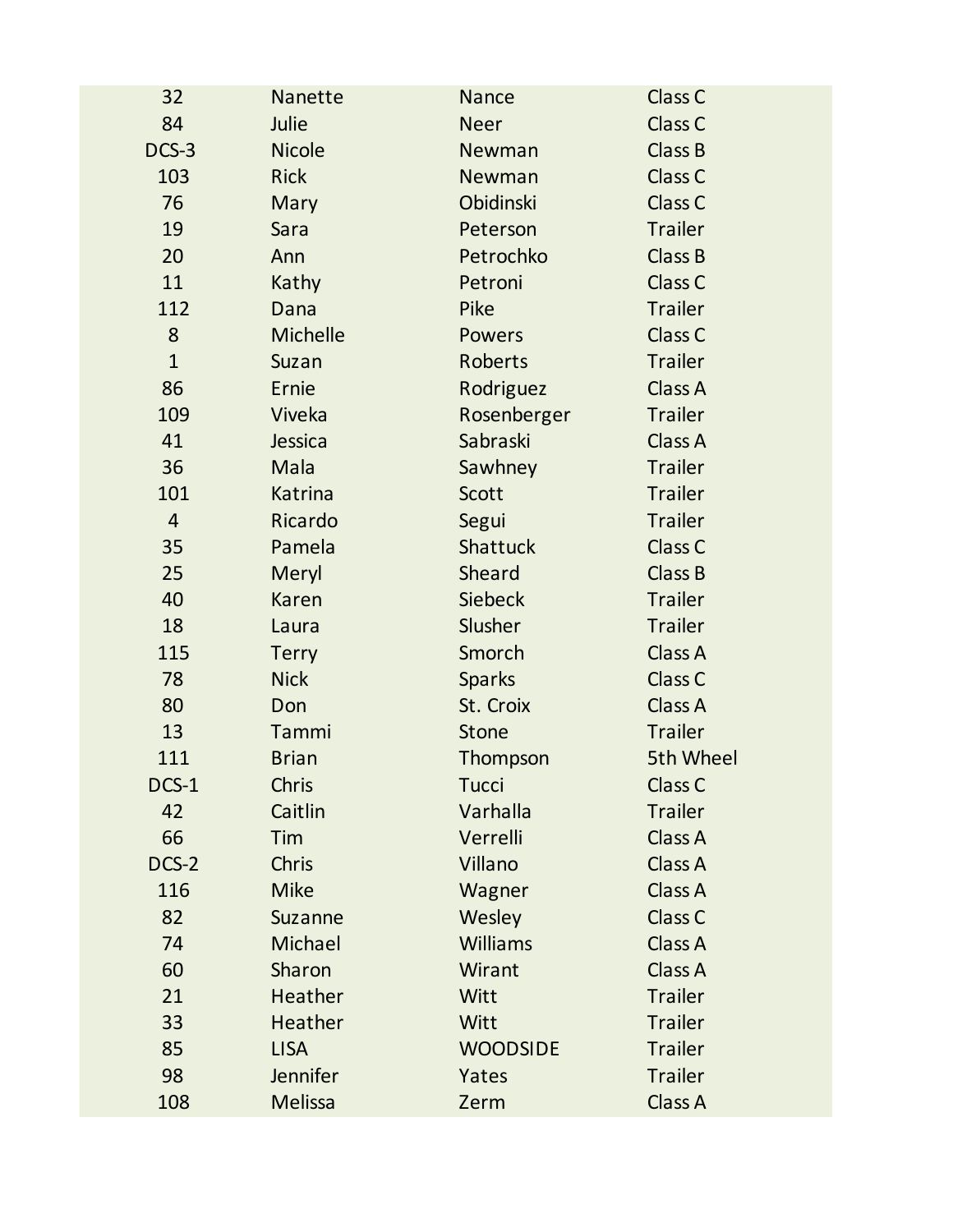| | | | |
|---|---|---|---|
| 32 | Nanette | Nance | Class C |
| 84 | Julie | Neer | Class C |
| DCS-3 | Nicole | Newman | Class B |
| 103 | Rick | Newman | Class C |
| 76 | Mary | Obidinski | Class C |
| 19 | Sara | Peterson | Trailer |
| 20 | Ann | Petrochko | Class B |
| 11 | Kathy | Petroni | Class C |
| 112 | Dana | Pike | Trailer |
| 8 | Michelle | Powers | Class C |
| 1 | Suzan | Roberts | Trailer |
| 86 | Ernie | Rodriguez | Class A |
| 109 | Viveka | Rosenberger | Trailer |
| 41 | Jessica | Sabraski | Class A |
| 36 | Mala | Sawhney | Trailer |
| 101 | Katrina | Scott | Trailer |
| 4 | Ricardo | Segui | Trailer |
| 35 | Pamela | Shattuck | Class C |
| 25 | Meryl | Sheard | Class B |
| 40 | Karen | Siebeck | Trailer |
| 18 | Laura | Slusher | Trailer |
| 115 | Terry | Smorch | Class A |
| 78 | Nick | Sparks | Class C |
| 80 | Don | St. Croix | Class A |
| 13 | Tammi | Stone | Trailer |
| 111 | Brian | Thompson | 5th Wheel |
| DCS-1 | Chris | Tucci | Class C |
| 42 | Caitlin | Varhalla | Trailer |
| 66 | Tim | Verrelli | Class A |
| DCS-2 | Chris | Villano | Class A |
| 116 | Mike | Wagner | Class A |
| 82 | Suzanne | Wesley | Class C |
| 74 | Michael | Williams | Class A |
| 60 | Sharon | Wirant | Class A |
| 21 | Heather | Witt | Trailer |
| 33 | Heather | Witt | Trailer |
| 85 | LISA | WOODSIDE | Trailer |
| 98 | Jennifer | Yates | Trailer |
| 108 | Melissa | Zerm | Class A |